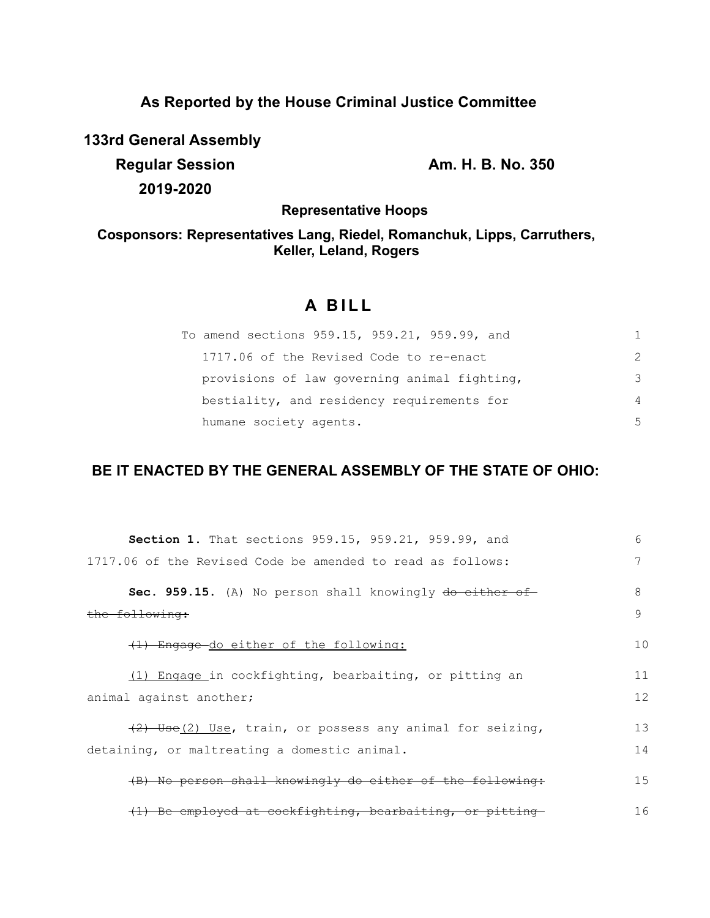**As Reported by the House Criminal Justice Committee**

**133rd General Assembly**

**Regular Session** **Am. H. B. No. 350**

**2019-2020**

**Representative Hoops**

**Cosponsors: Representatives Lang, Riedel, Romanchuk, Lipps, Carruthers, Keller, Leland, Rogers**

# A BILL

To amend sections 959.15, 959.21, 959.99, and 1717.06 of the Revised Code to re-enact provisions of law governing animal fighting, bestiality, and residency requirements for humane society agents.

## BE IT ENACTED BY THE GENERAL ASSEMBLY OF THE STATE OF OHIO:

**Section 1.** That sections 959.15, 959.21, 959.99, and 1717.06 of the Revised Code be amended to read as follows:

**Sec. 959.15.** (A) No person shall knowingly ~~do either of the following:~~

~~(1) Engage~~ do either of the following:

(1) Engage in cockfighting, bearbaiting, or pitting an animal against another;

~~(2) Use~~(2) Use, train, or possess any animal for seizing, detaining, or maltreating a domestic animal.

~~(B) No person shall knowingly do either of the following:~~

~~(1) Be employed at cockfighting, bearbaiting, or pitting~~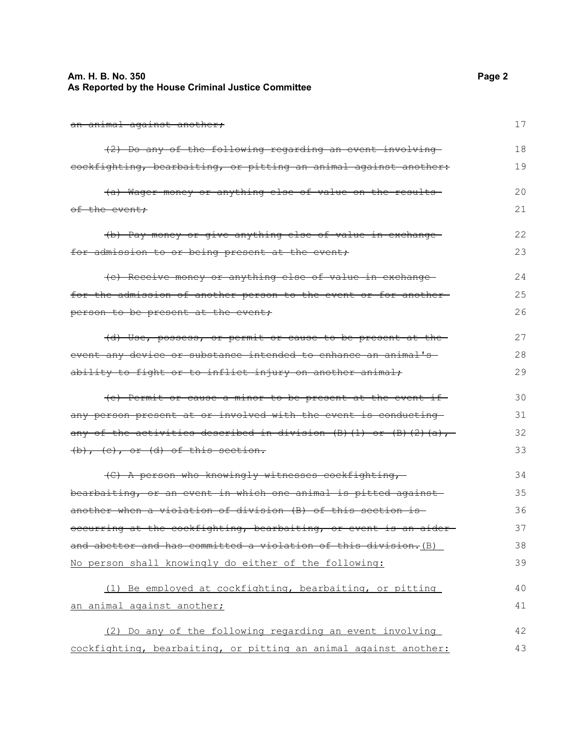~~an animal against another;~~

~~(2) Do any of the following regarding an event involving cockfighting, bearbaiting, or pitting an animal against another:~~

~~(a) Wager money or anything else of value on the results of the event;~~

~~(b) Pay money or give anything else of value in exchange for admission to or being present at the event;~~

~~(c) Receive money or anything else of value in exchange for the admission of another person to the event or for another person to be present at the event;~~

~~(d) Use, possess, or permit or cause to be present at the event any device or substance intended to enhance an animal's ability to fight or to inflict injury on another animal;~~

~~(e) Permit or cause a minor to be present at the event if any person present at or involved with the event is conducting any of the activities described in division (B)(1) or (B)(2)(a), (b), (c), or (d) of this section.~~

~~(C) A person who knowingly witnesses cockfighting, bearbaiting, or an event in which one animal is pitted against another when a violation of division (B) of this section is occurring at the cockfighting, bearbaiting, or event is an aider and abettor and has committed a violation of this division.~~<u>(B) No person shall knowingly do either of the following:</u>

<u>(1) Be employed at cockfighting, bearbaiting, or pitting an animal against another;</u>

<u>(2) Do any of the following regarding an event involving cockfighting, bearbaiting, or pitting an animal against another:</u>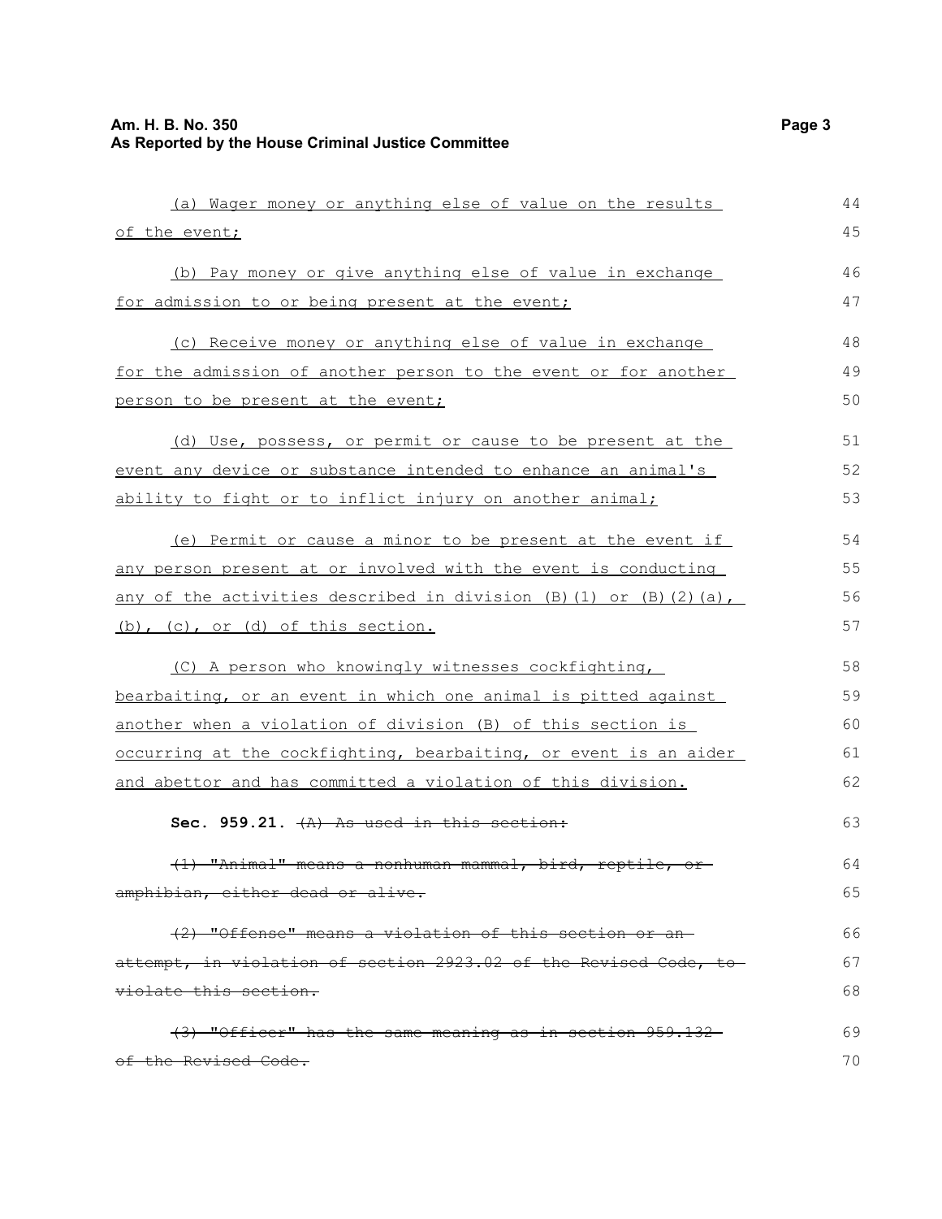(a) Wager money or anything else of value on the results of the event;

(b) Pay money or give anything else of value in exchange for admission to or being present at the event;

(c) Receive money or anything else of value in exchange for the admission of another person to the event or for another person to be present at the event;

(d) Use, possess, or permit or cause to be present at the event any device or substance intended to enhance an animal's ability to fight or to inflict injury on another animal;

(e) Permit or cause a minor to be present at the event if any person present at or involved with the event is conducting any of the activities described in division (B)(1) or (B)(2)(a), (b), (c), or (d) of this section.

(C) A person who knowingly witnesses cockfighting, bearbaiting, or an event in which one animal is pitted against another when a violation of division (B) of this section is occurring at the cockfighting, bearbaiting, or event is an aider and abettor and has committed a violation of this division.

**Sec. 959.21.** ~~(A) As used in this section:~~

~~(1) "Animal" means a nonhuman mammal, bird, reptile, or amphibian, either dead or alive.~~

~~(2) "Offense" means a violation of this section or an attempt, in violation of section 2923.02 of the Revised Code, to violate this section.~~

~~(3) "Officer" has the same meaning as in section 959.132 of the Revised Code.~~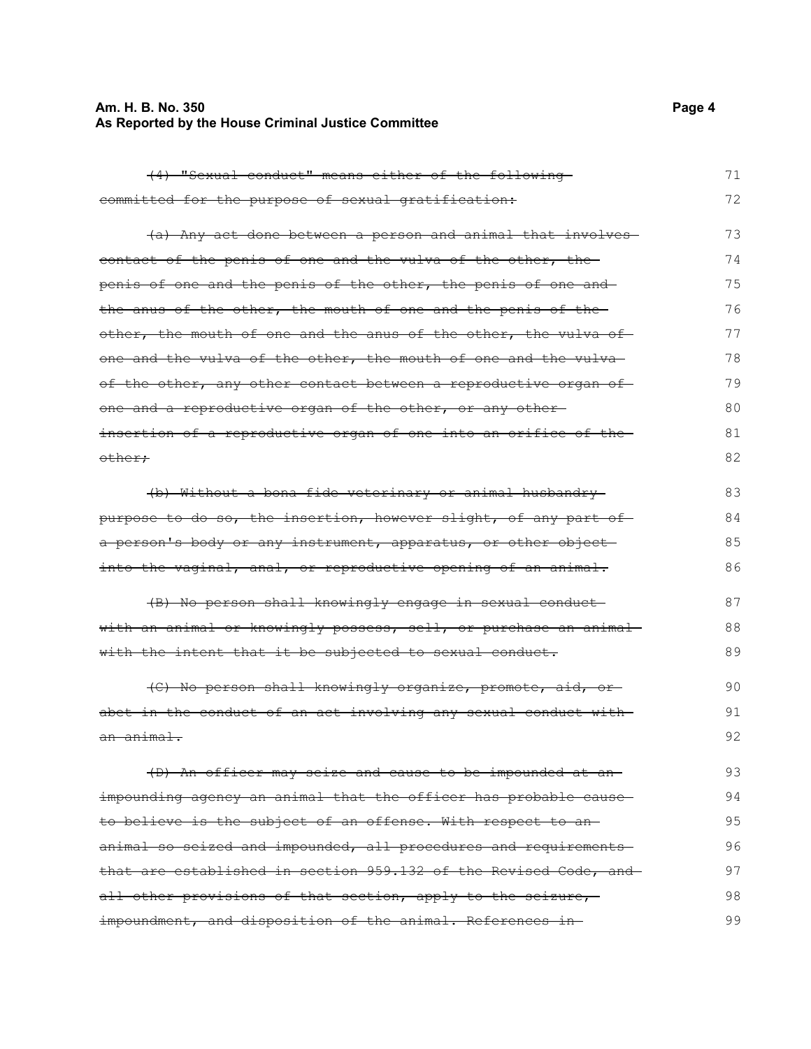~~(4) "Sexual conduct" means either of the following committed for the purpose of sexual gratification:~~

~~(a) Any act done between a person and animal that involves contact of the penis of one and the vulva of the other, the penis of one and the penis of the other, the penis of one and the anus of the other, the mouth of one and the penis of the other, the mouth of one and the anus of the other, the vulva of one and the vulva of the other, the mouth of one and the vulva of the other, any other contact between a reproductive organ of one and a reproductive organ of the other, or any other insertion of a reproductive organ of one into an orifice of the other;~~

~~(b) Without a bona fide veterinary or animal husbandry purpose to do so, the insertion, however slight, of any part of a person's body or any instrument, apparatus, or other object into the vaginal, anal, or reproductive opening of an animal.~~

~~(B) No person shall knowingly engage in sexual conduct with an animal or knowingly possess, sell, or purchase an animal with the intent that it be subjected to sexual conduct.~~

~~(C) No person shall knowingly organize, promote, aid, or abet in the conduct of an act involving any sexual conduct with an animal.~~

~~(D) An officer may seize and cause to be impounded at an impounding agency an animal that the officer has probable cause to believe is the subject of an offense. With respect to an animal so seized and impounded, all procedures and requirements that are established in section 959.132 of the Revised Code, and all other provisions of that section, apply to the seizure, impoundment, and disposition of the animal. References in~~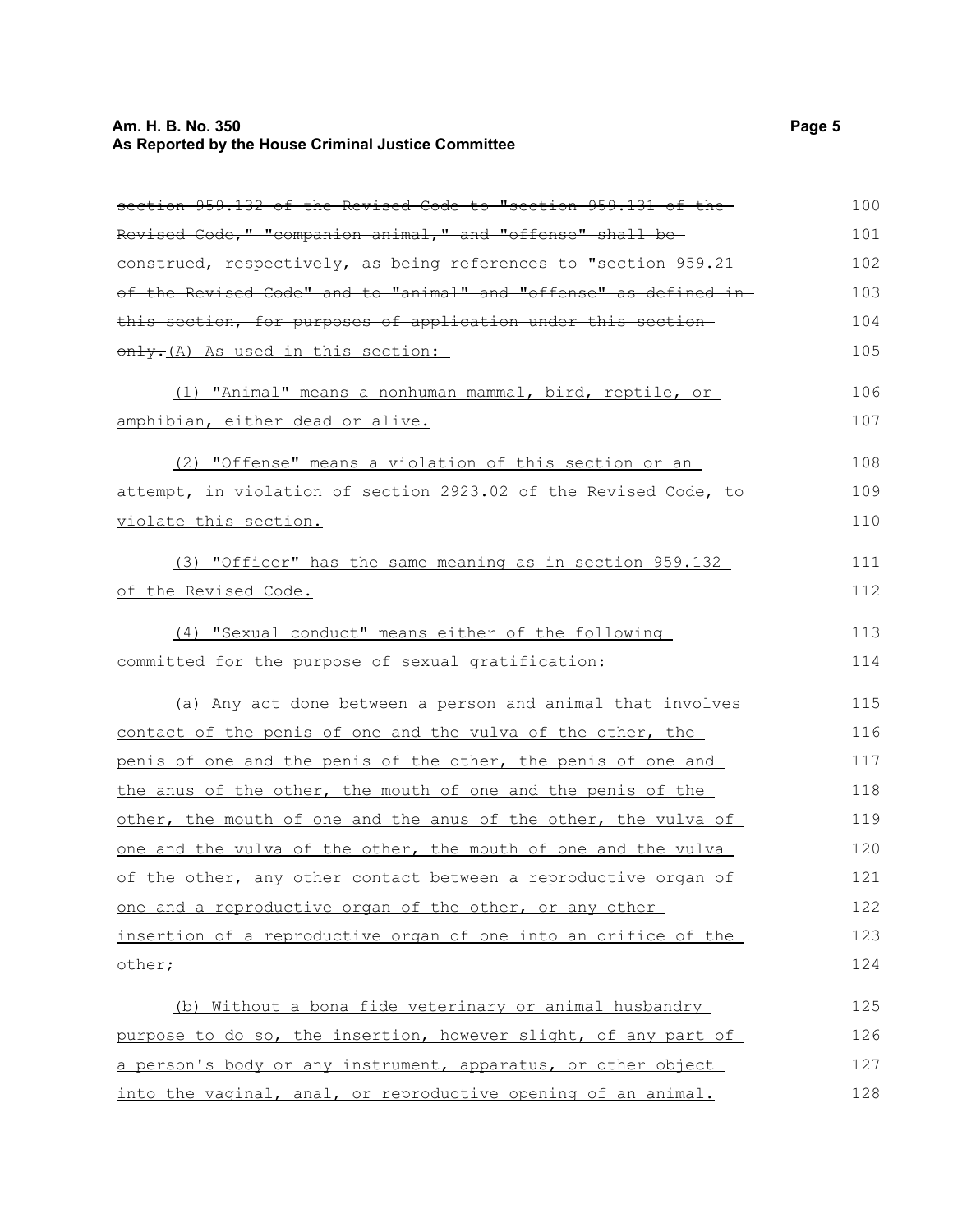~~section 959.132 of the Revised Code to "section 959.131 of the Revised Code," "companion animal," and "offense" shall be construed, respectively, as being references to "section 959.21 of the Revised Code" and to "animal" and "offense" as defined in this section, for purposes of application under this section only.~~(A) As used in this section:

(1) "Animal" means a nonhuman mammal, bird, reptile, or amphibian, either dead or alive.

(2) "Offense" means a violation of this section or an attempt, in violation of section 2923.02 of the Revised Code, to violate this section.

(3) "Officer" has the same meaning as in section 959.132 of the Revised Code.

(4) "Sexual conduct" means either of the following committed for the purpose of sexual gratification:

(a) Any act done between a person and animal that involves contact of the penis of one and the vulva of the other, the penis of one and the penis of the other, the penis of one and the anus of the other, the mouth of one and the penis of the other, the mouth of one and the anus of the other, the vulva of one and the vulva of the other, the mouth of one and the vulva of the other, any other contact between a reproductive organ of one and a reproductive organ of the other, or any other insertion of a reproductive organ of one into an orifice of the other;

(b) Without a bona fide veterinary or animal husbandry purpose to do so, the insertion, however slight, of any part of a person's body or any instrument, apparatus, or other object into the vaginal, anal, or reproductive opening of an animal.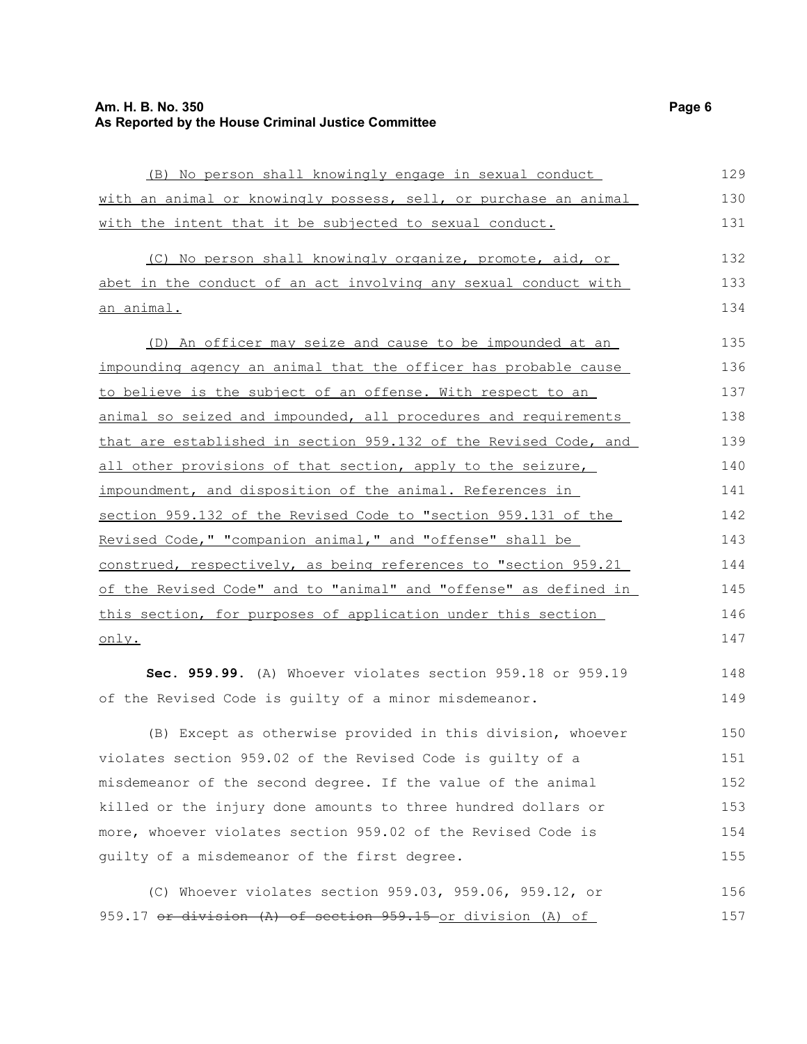(B) No person shall knowingly engage in sexual conduct with an animal or knowingly possess, sell, or purchase an animal with the intent that it be subjected to sexual conduct.

(C) No person shall knowingly organize, promote, aid, or abet in the conduct of an act involving any sexual conduct with an animal.

(D) An officer may seize and cause to be impounded at an impounding agency an animal that the officer has probable cause to believe is the subject of an offense. With respect to an animal so seized and impounded, all procedures and requirements that are established in section 959.132 of the Revised Code, and all other provisions of that section, apply to the seizure, impoundment, and disposition of the animal. References in section 959.132 of the Revised Code to "section 959.131 of the Revised Code," "companion animal," and "offense" shall be construed, respectively, as being references to "section 959.21 of the Revised Code" and to "animal" and "offense" as defined in this section, for purposes of application under this section only.

**Sec. 959.99.** (A) Whoever violates section 959.18 or 959.19 of the Revised Code is guilty of a minor misdemeanor.

(B) Except as otherwise provided in this division, whoever violates section 959.02 of the Revised Code is guilty of a misdemeanor of the second degree. If the value of the animal killed or the injury done amounts to three hundred dollars or more, whoever violates section 959.02 of the Revised Code is guilty of a misdemeanor of the first degree.

(C) Whoever violates section 959.03, 959.06, 959.12, or 959.17 ~~or division (A) of section 959.15~~ or division (A) of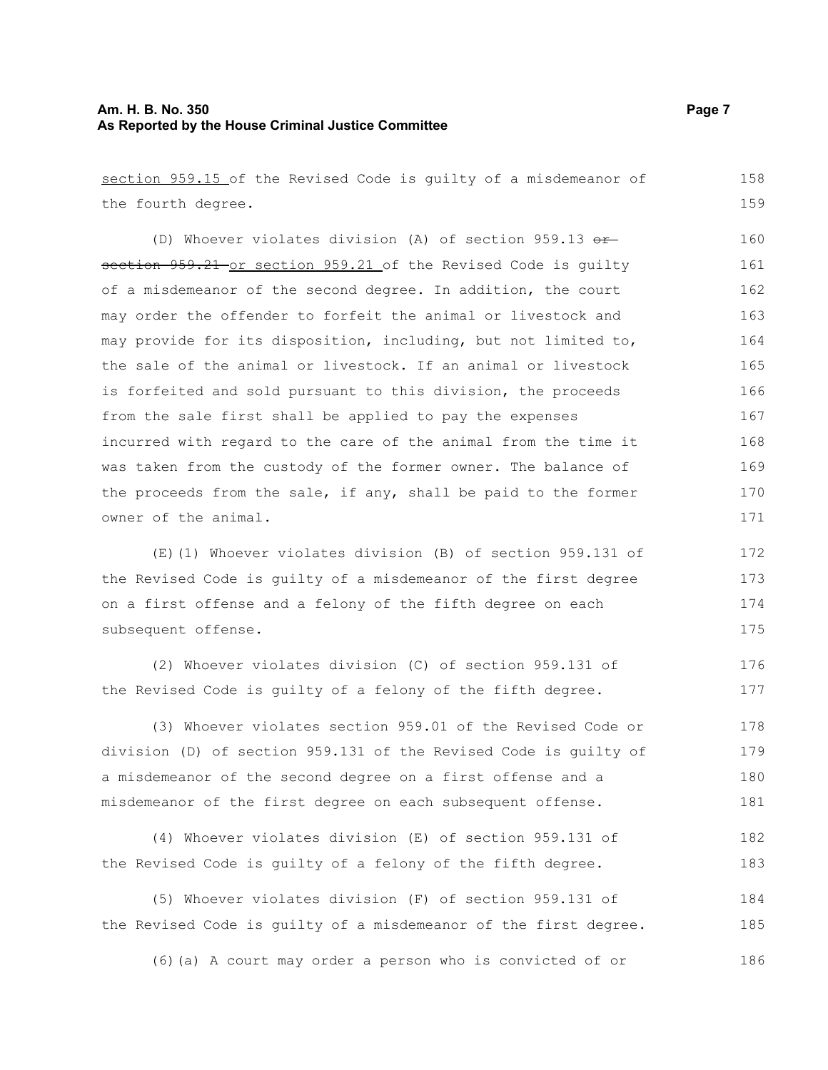section 959.15 of the Revised Code is guilty of a misdemeanor of the fourth degree.

(D) Whoever violates division (A) of section 959.13 ~~or section 959.21~~ or section 959.21 of the Revised Code is guilty of a misdemeanor of the second degree. In addition, the court may order the offender to forfeit the animal or livestock and may provide for its disposition, including, but not limited to, the sale of the animal or livestock. If an animal or livestock is forfeited and sold pursuant to this division, the proceeds from the sale first shall be applied to pay the expenses incurred with regard to the care of the animal from the time it was taken from the custody of the former owner. The balance of the proceeds from the sale, if any, shall be paid to the former owner of the animal.

(E)(1) Whoever violates division (B) of section 959.131 of the Revised Code is guilty of a misdemeanor of the first degree on a first offense and a felony of the fifth degree on each subsequent offense.

(2) Whoever violates division (C) of section 959.131 of the Revised Code is guilty of a felony of the fifth degree.

(3) Whoever violates section 959.01 of the Revised Code or division (D) of section 959.131 of the Revised Code is guilty of a misdemeanor of the second degree on a first offense and a misdemeanor of the first degree on each subsequent offense.

(4) Whoever violates division (E) of section 959.131 of the Revised Code is guilty of a felony of the fifth degree.

(5) Whoever violates division (F) of section 959.131 of the Revised Code is guilty of a misdemeanor of the first degree.

(6)(a) A court may order a person who is convicted of or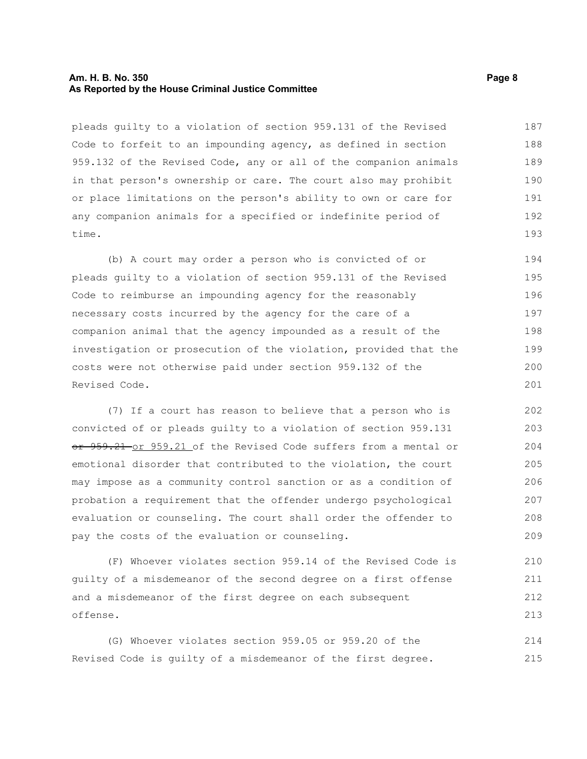pleads guilty to a violation of section 959.131 of the Revised Code to forfeit to an impounding agency, as defined in section 959.132 of the Revised Code, any or all of the companion animals in that person's ownership or care. The court also may prohibit or place limitations on the person's ability to own or care for any companion animals for a specified or indefinite period of time.

(b) A court may order a person who is convicted of or pleads guilty to a violation of section 959.131 of the Revised Code to reimburse an impounding agency for the reasonably necessary costs incurred by the agency for the care of a companion animal that the agency impounded as a result of the investigation or prosecution of the violation, provided that the costs were not otherwise paid under section 959.132 of the Revised Code.

(7) If a court has reason to believe that a person who is convicted of or pleads guilty to a violation of section 959.131 ~~or 959.21~~ or 959.21 of the Revised Code suffers from a mental or emotional disorder that contributed to the violation, the court may impose as a community control sanction or as a condition of probation a requirement that the offender undergo psychological evaluation or counseling. The court shall order the offender to pay the costs of the evaluation or counseling.

(F) Whoever violates section 959.14 of the Revised Code is guilty of a misdemeanor of the second degree on a first offense and a misdemeanor of the first degree on each subsequent offense.

(G) Whoever violates section 959.05 or 959.20 of the Revised Code is guilty of a misdemeanor of the first degree.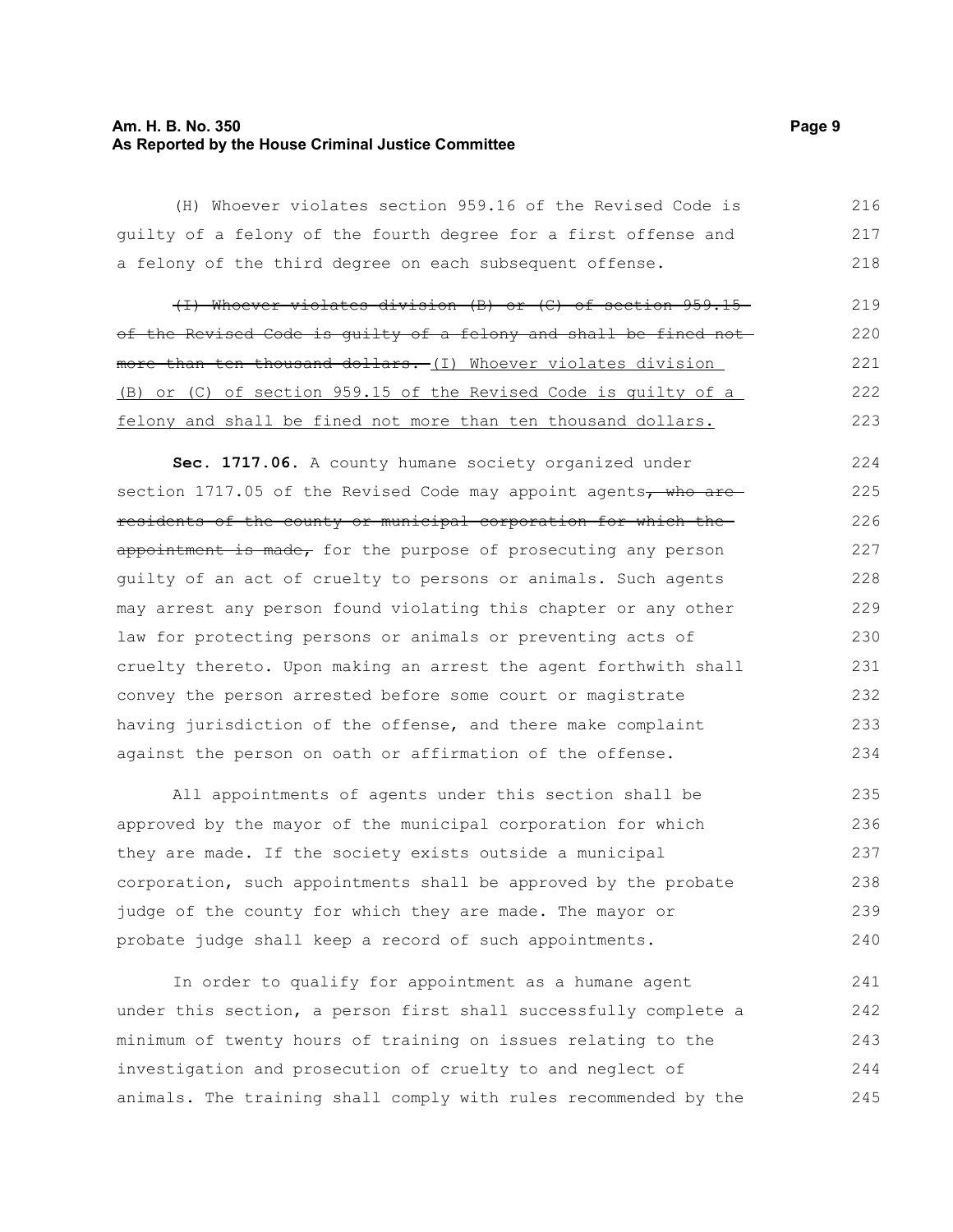(H) Whoever violates section 959.16 of the Revised Code is guilty of a felony of the fourth degree for a first offense and a felony of the third degree on each subsequent offense.

~~(I) Whoever violates division (B) or (C) of section 959.15 of the Revised Code is guilty of a felony and shall be fined not more than ten thousand dollars.~~ (I) Whoever violates division (B) or (C) of section 959.15 of the Revised Code is guilty of a felony and shall be fined not more than ten thousand dollars.

**Sec. 1717.06.** A county humane society organized under section 1717.05 of the Revised Code may appoint agents~~, who are residents of the county or municipal corporation for which the appointment is made,~~ for the purpose of prosecuting any person guilty of an act of cruelty to persons or animals. Such agents may arrest any person found violating this chapter or any other law for protecting persons or animals or preventing acts of cruelty thereto. Upon making an arrest the agent forthwith shall convey the person arrested before some court or magistrate having jurisdiction of the offense, and there make complaint against the person on oath or affirmation of the offense.

All appointments of agents under this section shall be approved by the mayor of the municipal corporation for which they are made. If the society exists outside a municipal corporation, such appointments shall be approved by the probate judge of the county for which they are made. The mayor or probate judge shall keep a record of such appointments.

In order to qualify for appointment as a humane agent under this section, a person first shall successfully complete a minimum of twenty hours of training on issues relating to the investigation and prosecution of cruelty to and neglect of animals. The training shall comply with rules recommended by the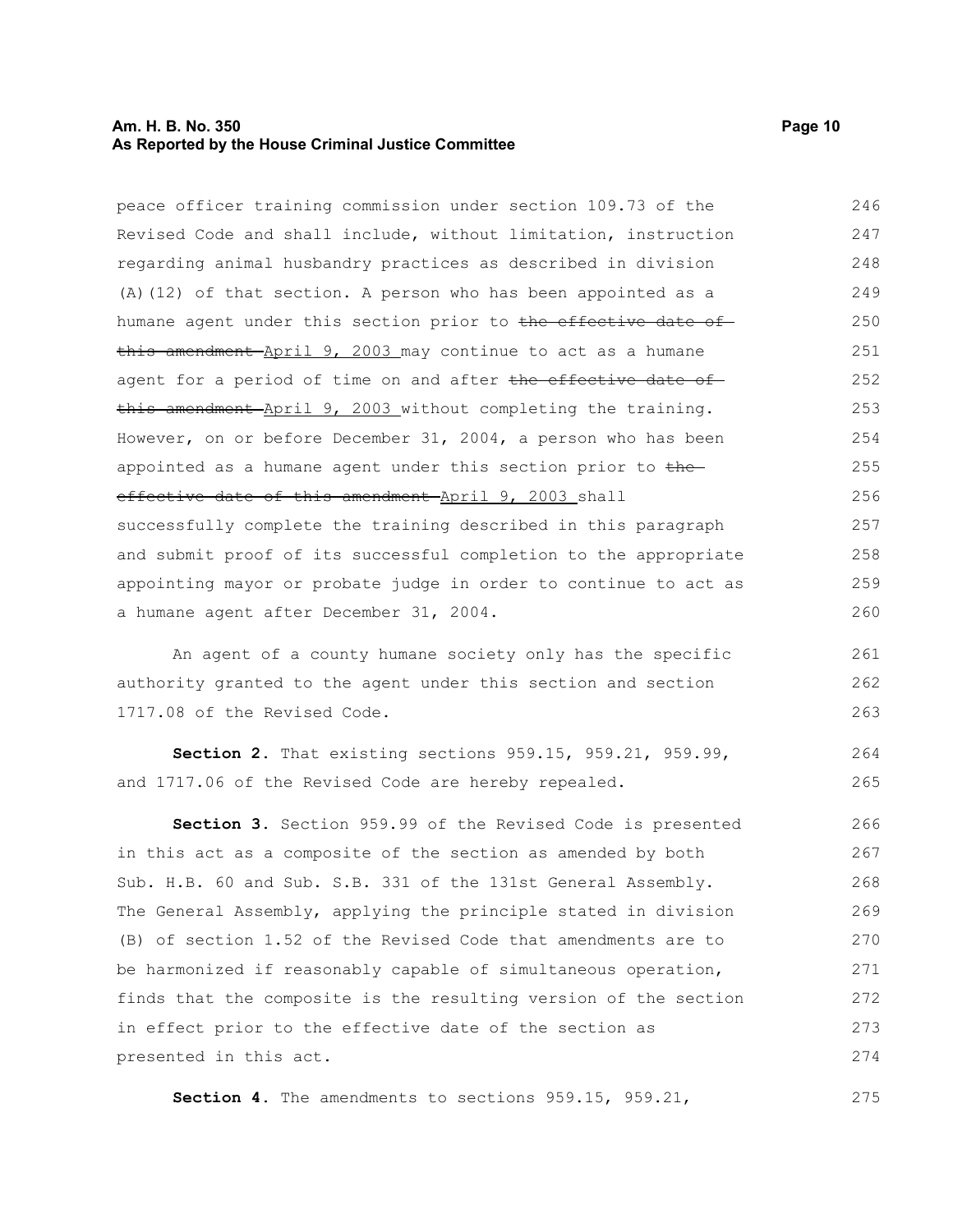peace officer training commission under section 109.73 of the Revised Code and shall include, without limitation, instruction regarding animal husbandry practices as described in division (A)(12) of that section. A person who has been appointed as a humane agent under this section prior to ~~the effective date of this amendment~~ April 9, 2003 may continue to act as a humane agent for a period of time on and after ~~the effective date of this amendment~~ April 9, 2003 without completing the training. However, on or before December 31, 2004, a person who has been appointed as a humane agent under this section prior to ~~the effective date of this amendment~~ April 9, 2003 shall successfully complete the training described in this paragraph and submit proof of its successful completion to the appropriate appointing mayor or probate judge in order to continue to act as a humane agent after December 31, 2004.

An agent of a county humane society only has the specific authority granted to the agent under this section and section 1717.08 of the Revised Code.

**Section 2.** That existing sections 959.15, 959.21, 959.99, and 1717.06 of the Revised Code are hereby repealed.

**Section 3.** Section 959.99 of the Revised Code is presented in this act as a composite of the section as amended by both Sub. H.B. 60 and Sub. S.B. 331 of the 131st General Assembly. The General Assembly, applying the principle stated in division (B) of section 1.52 of the Revised Code that amendments are to be harmonized if reasonably capable of simultaneous operation, finds that the composite is the resulting version of the section in effect prior to the effective date of the section as presented in this act.

**Section 4.** The amendments to sections 959.15, 959.21,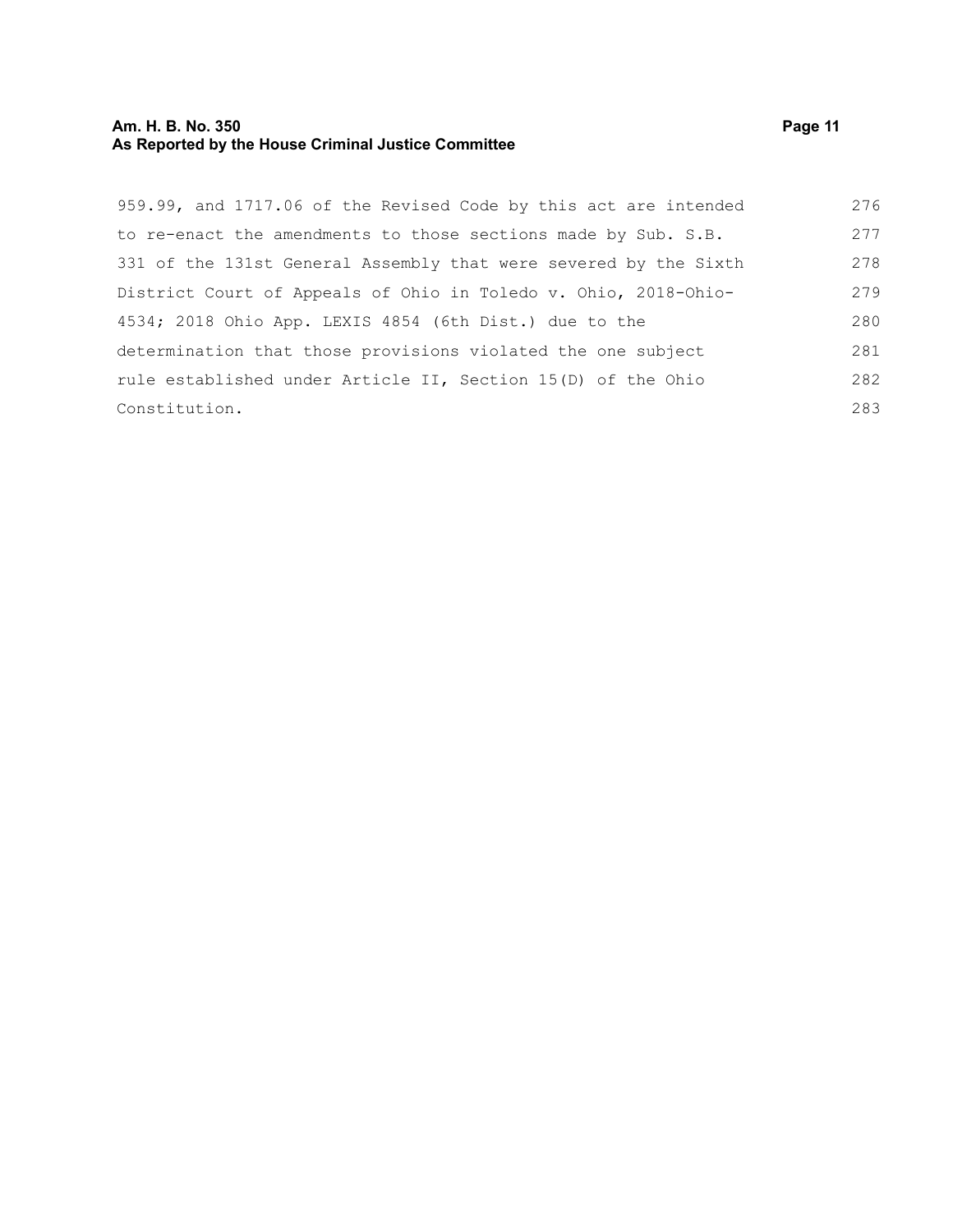959.99, and 1717.06 of the Revised Code by this act are intended to re-enact the amendments to those sections made by Sub. S.B. 331 of the 131st General Assembly that were severed by the Sixth District Court of Appeals of Ohio in Toledo v. Ohio, 2018-Ohio-4534; 2018 Ohio App. LEXIS 4854 (6th Dist.) due to the determination that those provisions violated the one subject rule established under Article II, Section 15(D) of the Ohio Constitution.